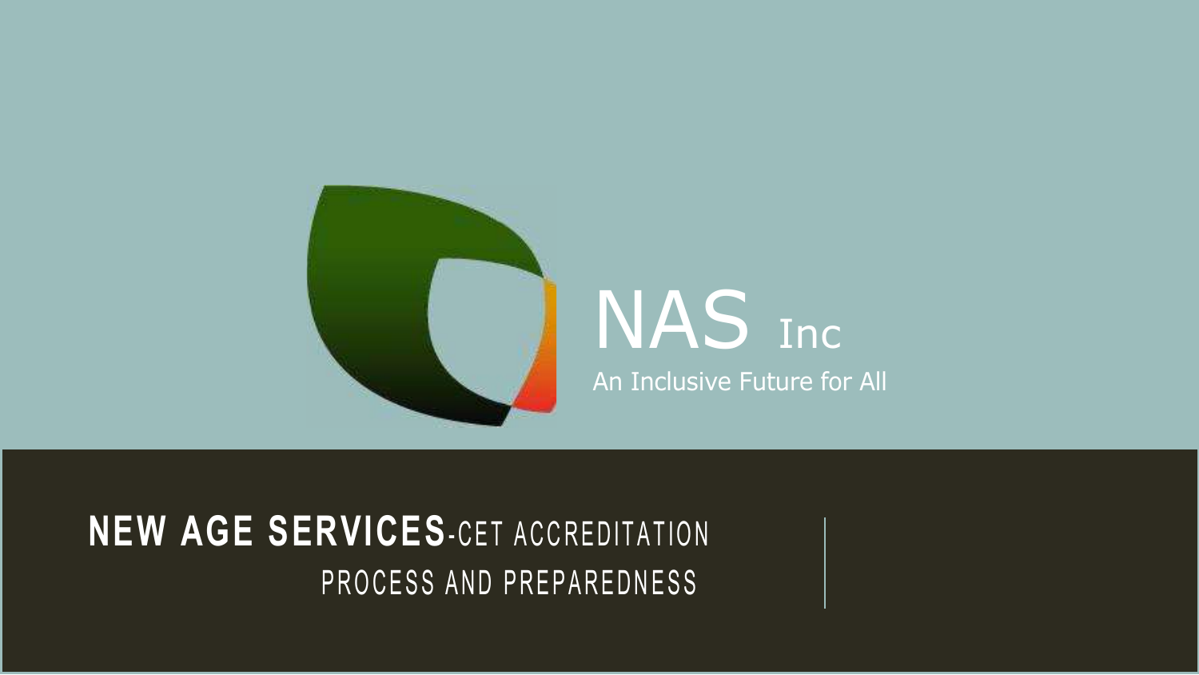NAS Inc

An Inclusive Future for All

# NEW AGE SERVICES-CET ACCREDITATION PROCESS AND PREPAREDNESS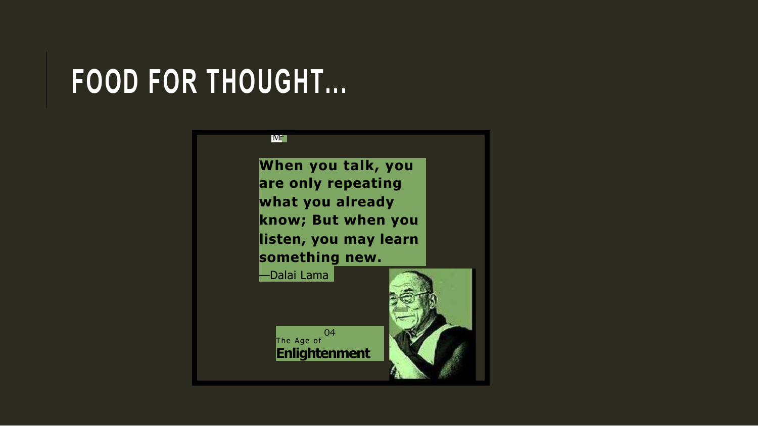# FOOD FOR THOUGHT…

**When you talk, you are only repeating what you already know; But when you listen, you may learn something new.**

—Dalai Lama

04
The Age of
**Enlightenment**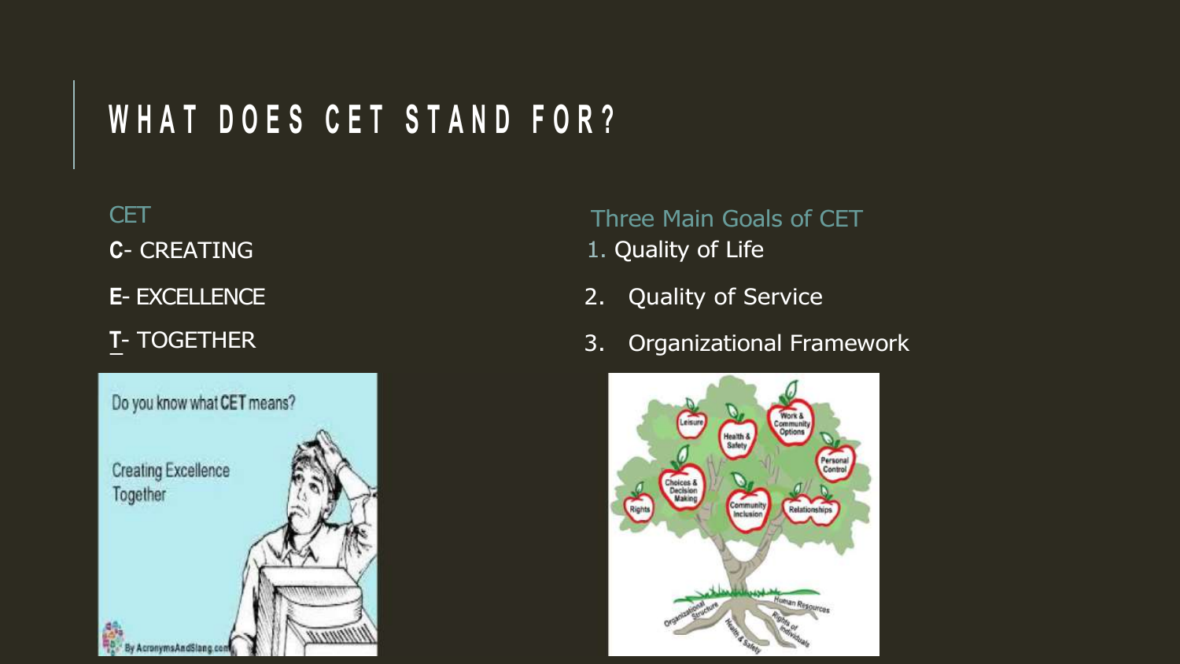# WHAT DOES CET STAND FOR?

CET

**C**- CREATING

**E**- EXCELLENCE

**T**- TOGETHER

Three Main Goals of CET

1. Quality of Life
2. Quality of Service
3. Organizational Framework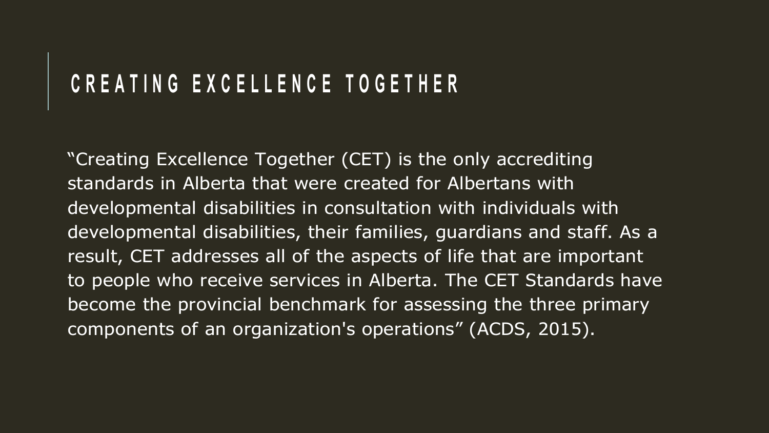## CREATING EXCELLENCE TOGETHER

"Creating Excellence Together (CET) is the only accrediting standards in Alberta that were created for Albertans with developmental disabilities in consultation with individuals with developmental disabilities, their families, guardians and staff. As a result, CET addresses all of the aspects of life that are important to people who receive services in Alberta. The CET Standards have become the provincial benchmark for assessing the three primary components of an organization's operations" (ACDS, 2015).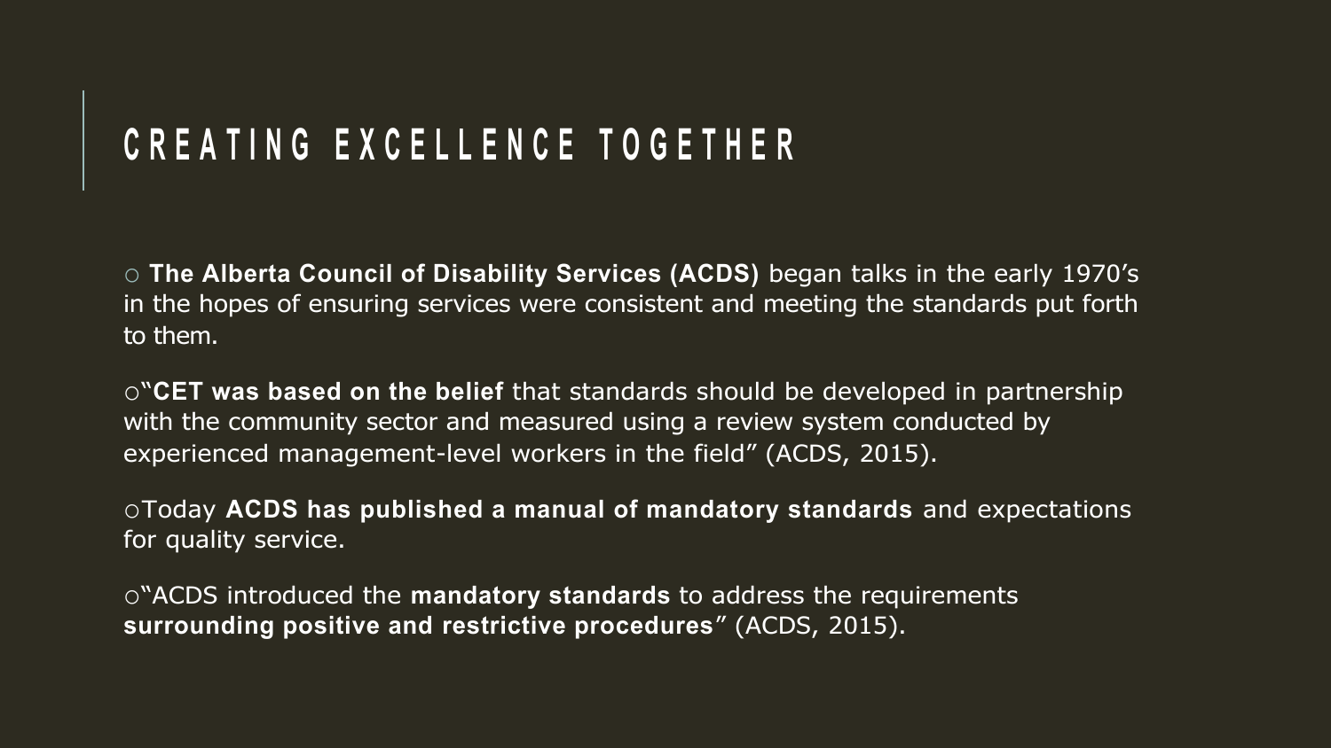# CREATING EXCELLENCE TOGETHER

- **The Alberta Council of Disability Services (ACDS)** began talks in the early 1970's in the hopes of ensuring services were consistent and meeting the standards put forth to them.
- "**CET was based on the belief** that standards should be developed in partnership with the community sector and measured using a review system conducted by experienced management-level workers in the field" (ACDS, 2015).
- Today **ACDS has published a manual of mandatory standards** and expectations for quality service.
- "ACDS introduced the **mandatory standards** to address the requirements **surrounding positive and restrictive procedures**" (ACDS, 2015).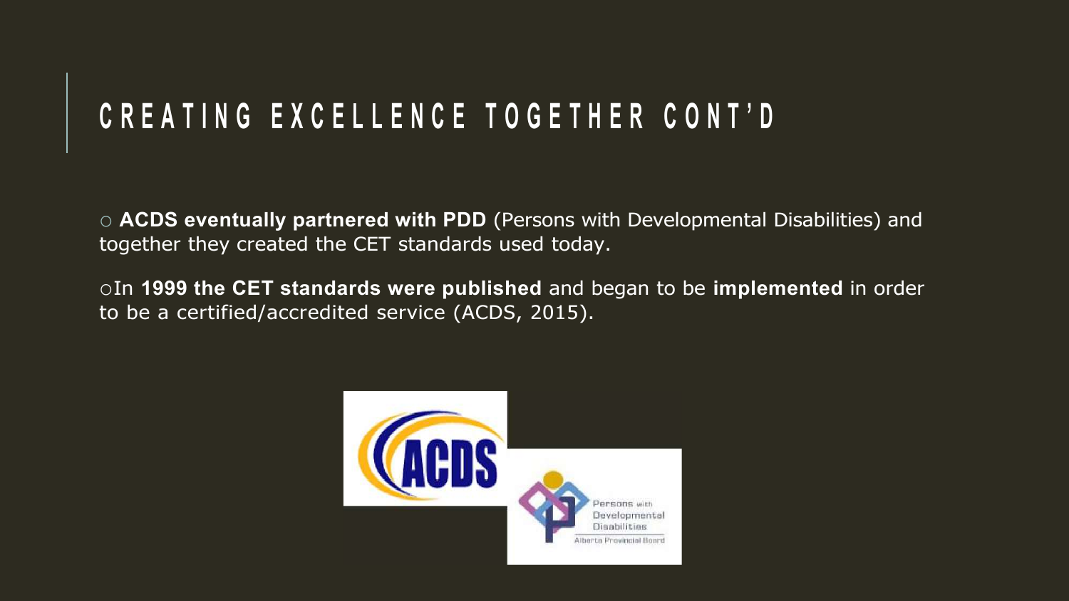# CREATING EXCELLENCE TOGETHER CONT'D

- **ACDS eventually partnered with PDD** (Persons with Developmental Disabilities) and together they created the CET standards used today.
- In **1999 the CET standards were published** and began to be **implemented** in order to be a certified/accredited service (ACDS, 2015).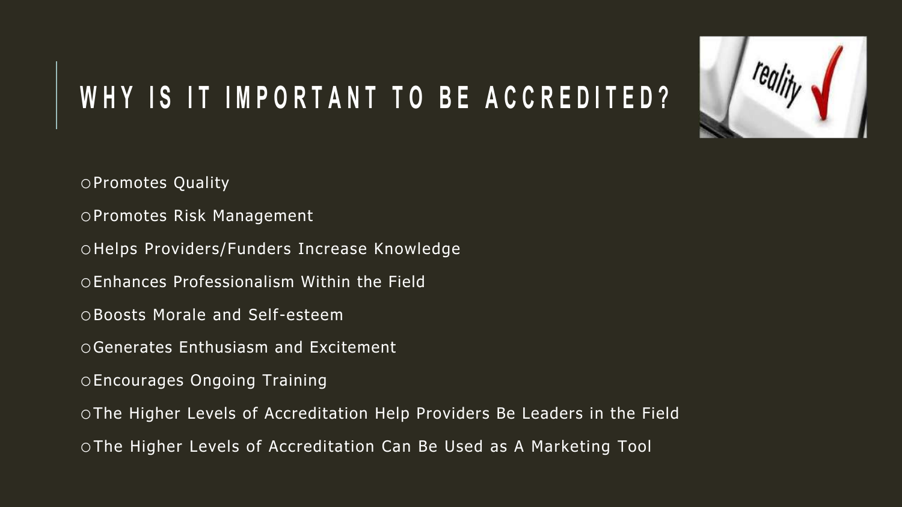# WHY IS IT IMPORTANT TO BE ACCREDITED?

- Promotes Quality
- Promotes Risk Management
- Helps Providers/Funders Increase Knowledge
- Enhances Professionalism Within the Field
- Boosts Morale and Self-esteem
- Generates Enthusiasm and Excitement
- Encourages Ongoing Training
- The Higher Levels of Accreditation Help Providers Be Leaders in the Field
- The Higher Levels of Accreditation Can Be Used as A Marketing Tool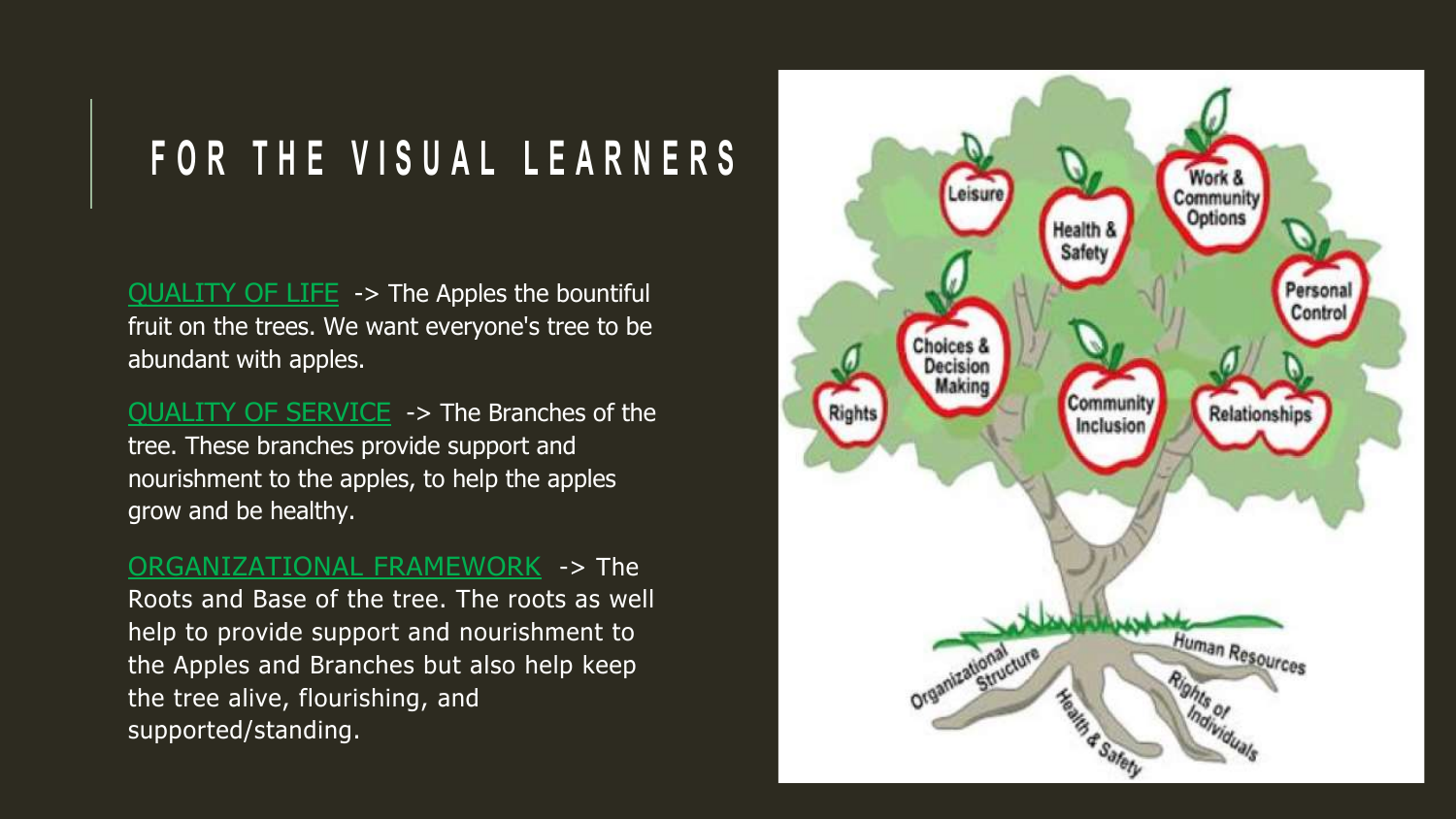# FOR THE VISUAL LEARNERS

QUALITY OF LIFE -> The Apples the bountiful fruit on the trees. We want everyone's tree to be abundant with apples.

QUALITY OF SERVICE -> The Branches of the tree. These branches provide support and nourishment to the apples, to help the apples grow and be healthy.

ORGANIZATIONAL FRAMEWORK -> The Roots and Base of the tree. The roots as well help to provide support and nourishment to the Apples and Branches but also help keep the tree alive, flourishing, and supported/standing.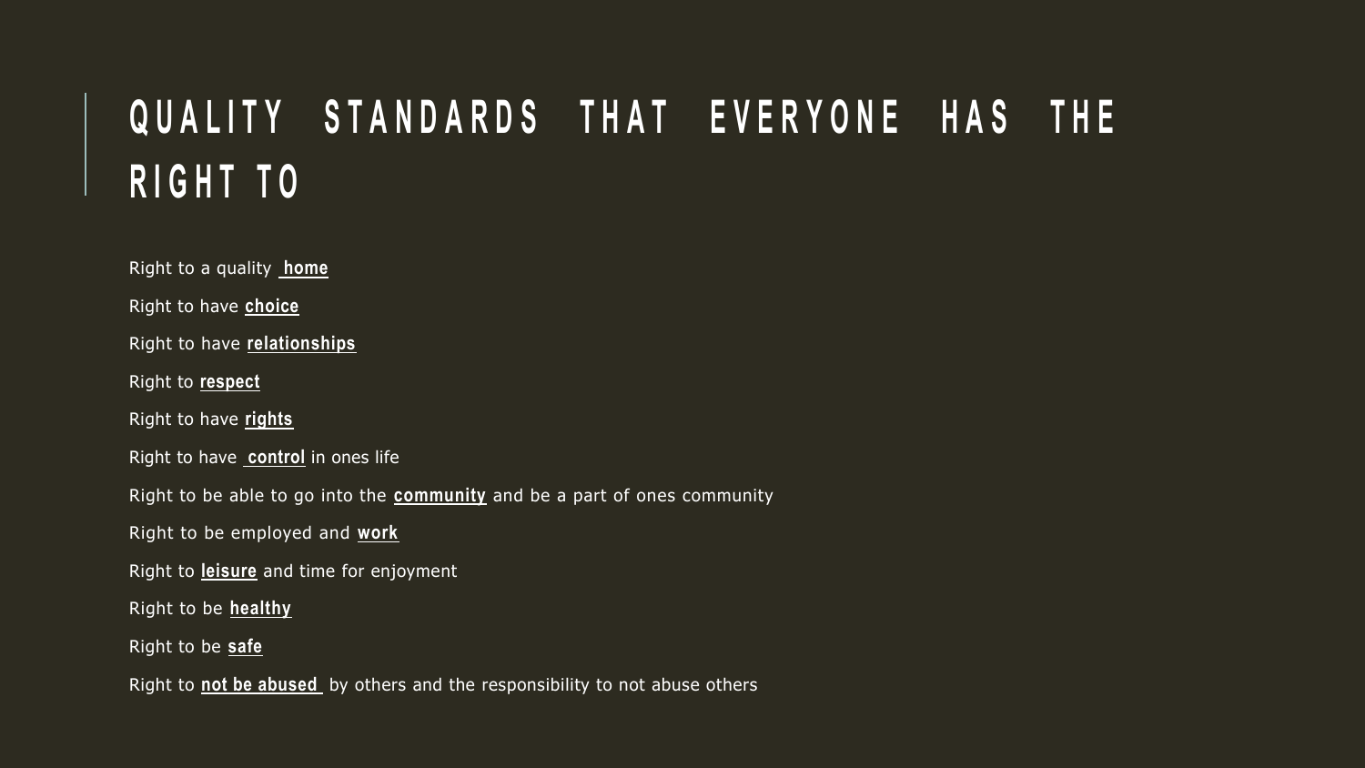# QUALITY STANDARDS THAT EVERYONE HAS THE RIGHT TO

Right to a quality **home**

Right to have **choice**

Right to have **relationships**

Right to **respect**

Right to have **rights**

Right to have **control** in ones life

Right to be able to go into the **community** and be a part of ones community

Right to be employed and **work**

Right to **leisure** and time for enjoyment

Right to be **healthy**

Right to be **safe**

Right to **not be abused** by others and the responsibility to not abuse others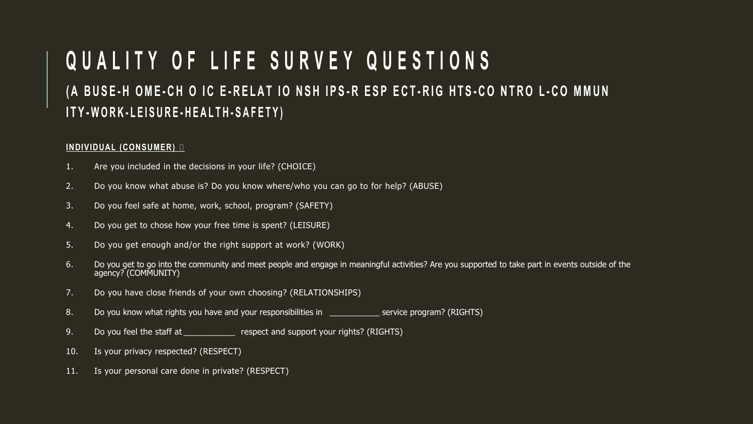# QUALITY OF LIFE SURVEY QUESTIONS

## (A BUSE-H OME-CH O IC E-RELAT IO NSH IPS-R ESP ECT-RIG HTS-CO NTRO L-CO MMUN ITY-WORK-LEISURE-HEALTH-SAFETY)

**INDIVIDUAL (CONSUMER)**

1. Are you included in the decisions in your life? (CHOICE)
2. Do you know what abuse is? Do you know where/who you can go to for help? (ABUSE)
3. Do you feel safe at home, work, school, program? (SAFETY)
4. Do you get to chose how your free time is spent? (LEISURE)
5. Do you get enough and/or the right support at work? (WORK)
6. Do you get to go into the community and meet people and engage in meaningful activities? Are you supported to take part in events outside of the agency? (COMMUNITY)
7. Do you have close friends of your own choosing? (RELATIONSHIPS)
8. Do you know what rights you have and your responsibilities in ___________ service program? (RIGHTS)
9. Do you feel the staff at ___________ respect and support your rights? (RIGHTS)
10. Is your privacy respected? (RESPECT)
11. Is your personal care done in private? (RESPECT)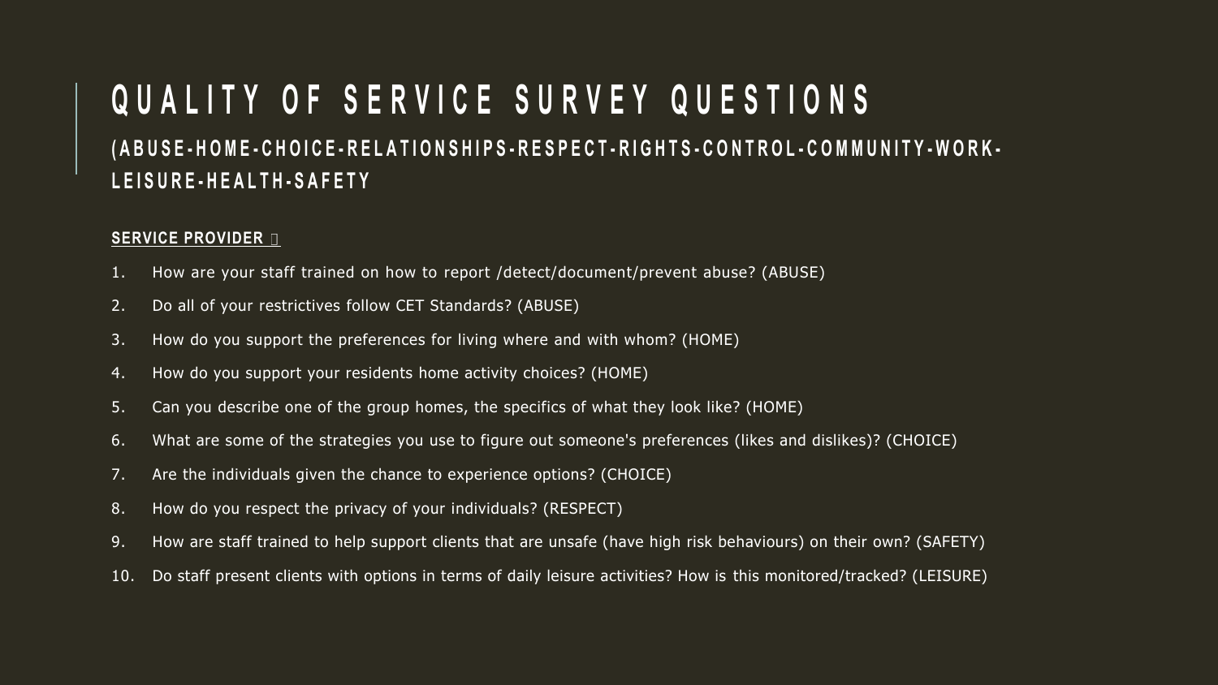# QUALITY OF SERVICE SURVEY QUESTIONS

## (ABUSE-HOME-CHOICE-RELATIONSHIPS-RESPECT-RIGHTS-CONTROL-COMMUNITY-WORK-LEISURE-HEALTH-SAFETY

**SERVICE PROVIDER**

1. How are your staff trained on how to report /detect/document/prevent abuse? (ABUSE)
2. Do all of your restrictives follow CET Standards? (ABUSE)
3. How do you support the preferences for living where and with whom? (HOME)
4. How do you support your residents home activity choices? (HOME)
5. Can you describe one of the group homes, the specifics of what they look like? (HOME)
6. What are some of the strategies you use to figure out someone's preferences (likes and dislikes)? (CHOICE)
7. Are the individuals given the chance to experience options? (CHOICE)
8. How do you respect the privacy of your individuals? (RESPECT)
9. How are staff trained to help support clients that are unsafe (have high risk behaviours) on their own? (SAFETY)
10. Do staff present clients with options in terms of daily leisure activities? How is this monitored/tracked? (LEISURE)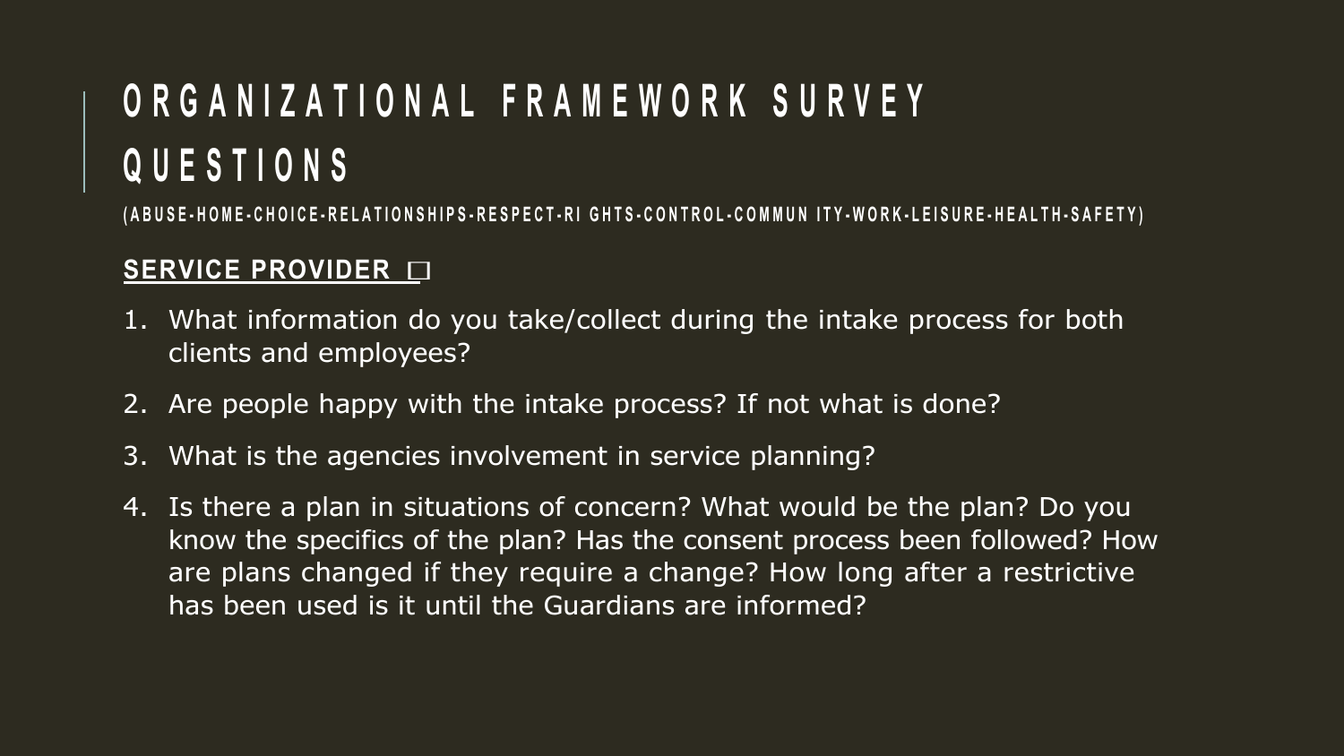# ORGANIZATIONAL FRAMEWORK SURVEY QUESTIONS

(ABUSE-HOME-CHOICE-RELATIONSHIPS-RESPECT-RIGHTS-CONTROL-COMMUNITY-WORK-LEISURE-HEALTH-SAFETY)

**SERVICE PROVIDER** ☐

1. What information do you take/collect during the intake process for both clients and employees?
2. Are people happy with the intake process? If not what is done?
3. What is the agencies involvement in service planning?
4. Is there a plan in situations of concern? What would be the plan? Do you know the specifics of the plan? Has the consent process been followed? How are plans changed if they require a change? How long after a restrictive has been used is it until the Guardians are informed?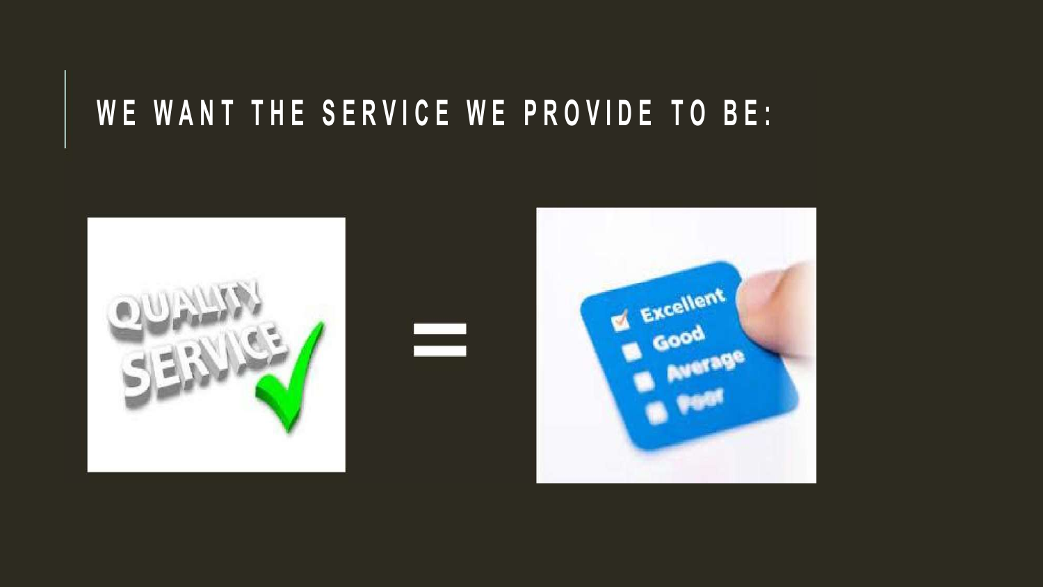# WE WANT THE SERVICE WE PROVIDE TO BE: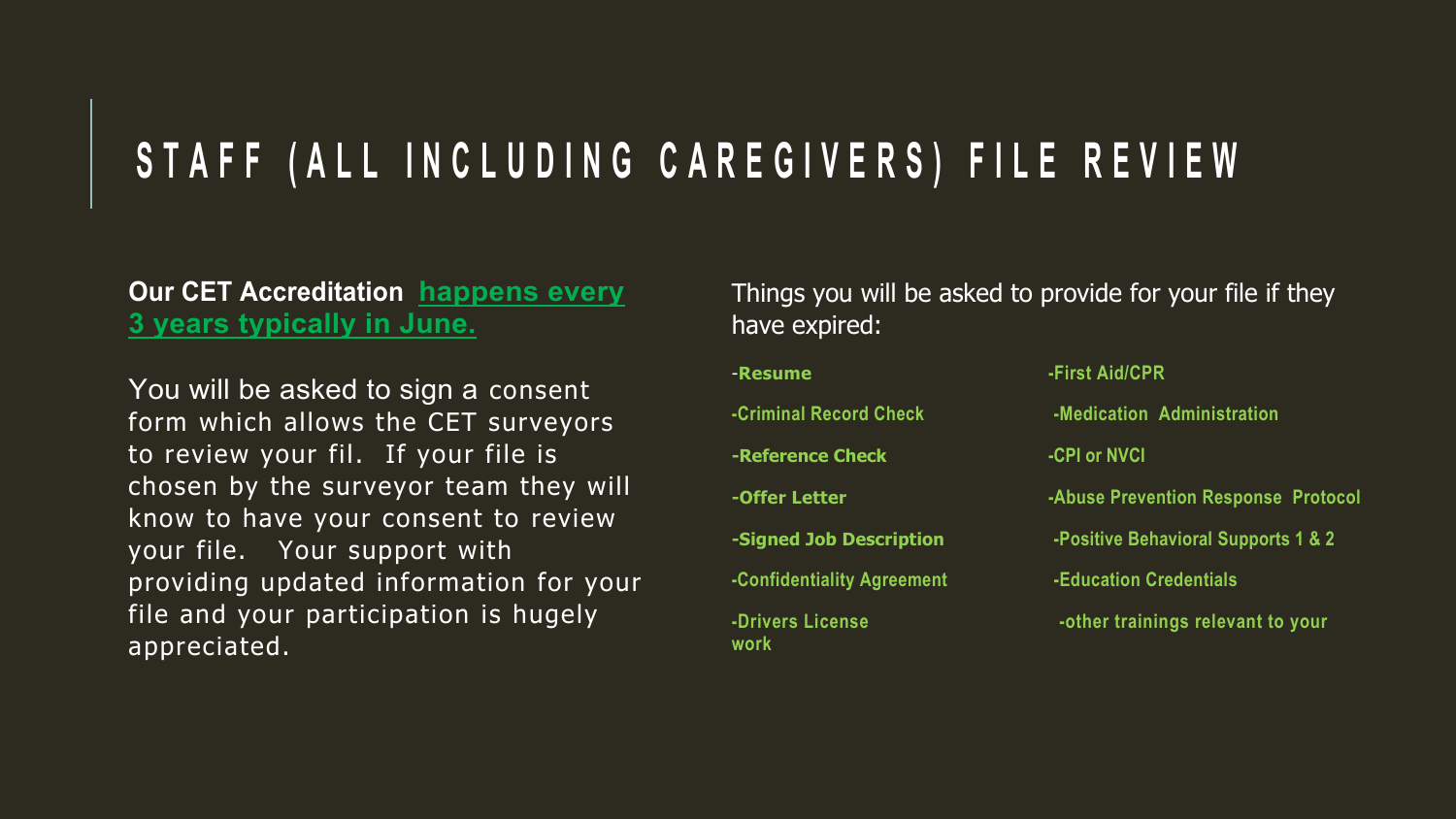# STAFF (ALL INCLUDING CAREGIVERS) FILE REVIEW

**Our CET Accreditation** **happens every 3 years typically in June.**

You will be asked to sign a consent form which allows the CET surveyors to review your fil. If your file is chosen by the surveyor team they will know to have your consent to review your file. Your support with providing updated information for your file and your participation is hugely appreciated.

Things you will be asked to provide for your file if they have expired:

- **-Resume**
- **-Criminal Record Check**
- **-Reference Check**
- **-Offer Letter**
- **-Signed Job Description**
- **-Confidentiality Agreement**
- **-Drivers License**
- **-First Aid/CPR**
- **-Medication Administration**
- **-CPI or NVCI**
- **-Abuse Prevention Response Protocol**
- **-Positive Behavioral Supports 1 & 2**
- **-Education Credentials**
- **-other trainings relevant to your work**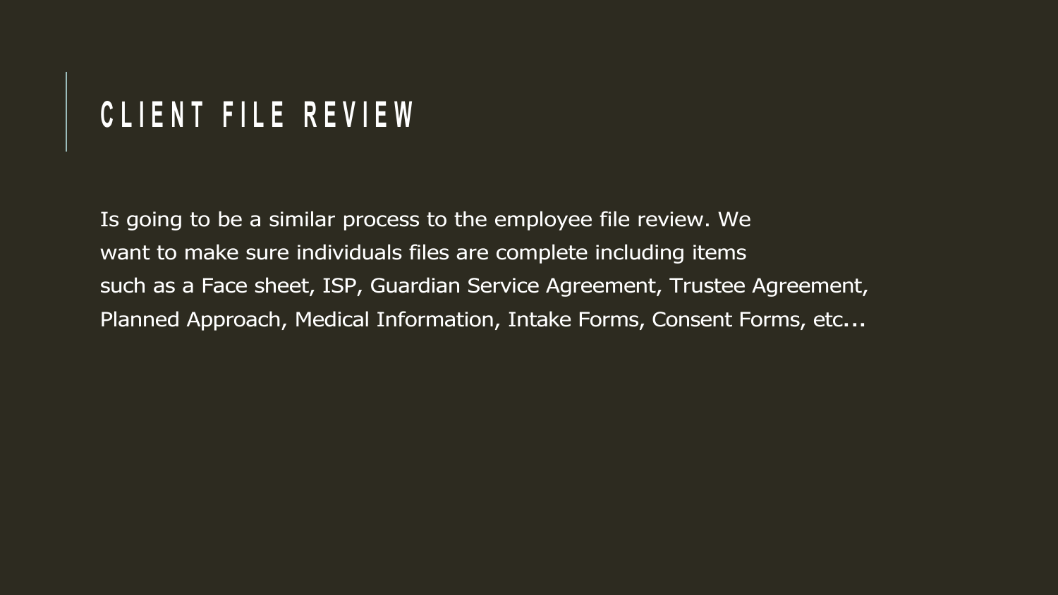# CLIENT FILE REVIEW

Is going to be a similar process to the employee file review. We want to make sure individuals files are complete including items such as a Face sheet, ISP, Guardian Service Agreement, Trustee Agreement, Planned Approach, Medical Information, Intake Forms, Consent Forms, etc...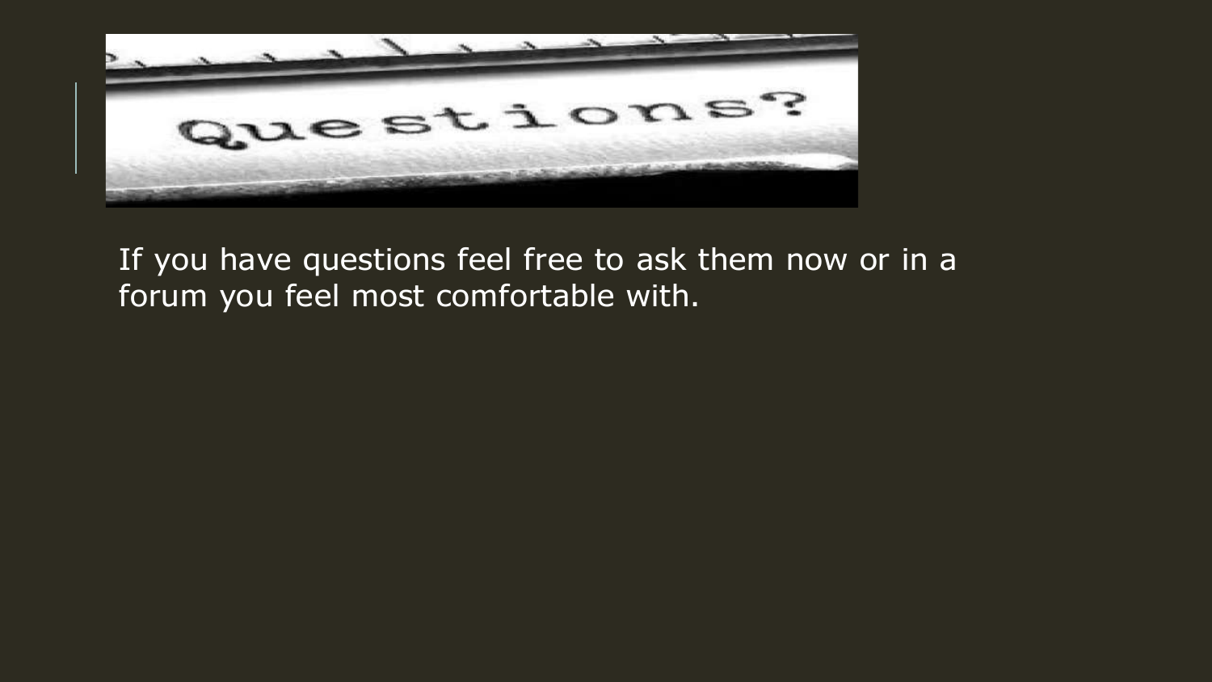Questions?

If you have questions feel free to ask them now or in a forum you feel most comfortable with.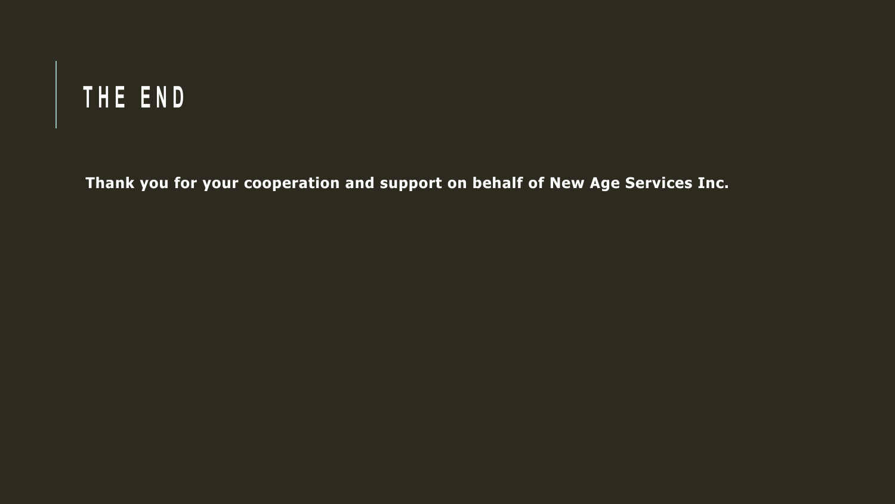# THE END

**Thank you for your cooperation and support on behalf of New Age Services Inc.**